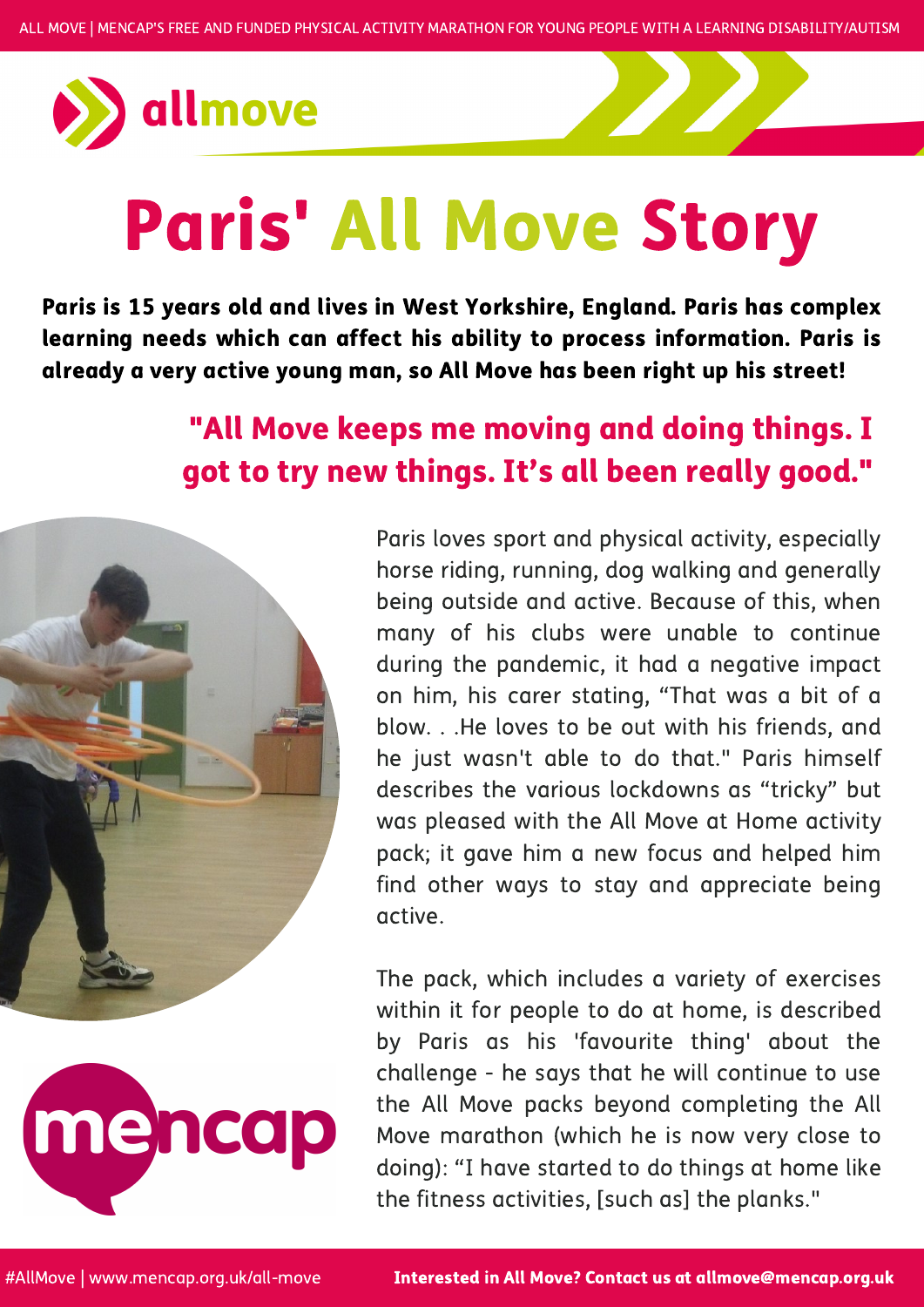# Paris' All Move Story

**Paris is 15 years old and lives in West Yorkshire, England. Paris has complex learning needs which can affect his ability to process information. Paris is already a very active young man, so All Move has been right up his street!**

## "All Move keeps me moving and doing things. I got to try new things. It's all been really good."

Paris loves sport and physical activity, especially horse riding, running, dog walking and generally being outside and active. Because of this, when many of his clubs were unable to continue during the pandemic, it had a negative impact on him, his carer stating, "That was a bit of a blow. . .He loves to be out with his friends, and he just wasn't able to do that." Paris himself describes the various lockdowns as "tricky" but was pleased with the All Move at Home activity pack; it gave him a new focus and helped him find other ways to stay and appreciate being active.

The pack, which includes a variety of exercises within it for people to do at home, is described by Paris as his 'favourite thing' about the challenge - he says that he will continue to use the All Move packs beyond completing the All Move marathon (which he is now very close to doing): "I have started to do things at home like the fitness activities, [such as] the planks."

#AllMove | www.mencap.org.uk/all-move **Interested in All Move? Contact us at allmove@mencap.org.uk**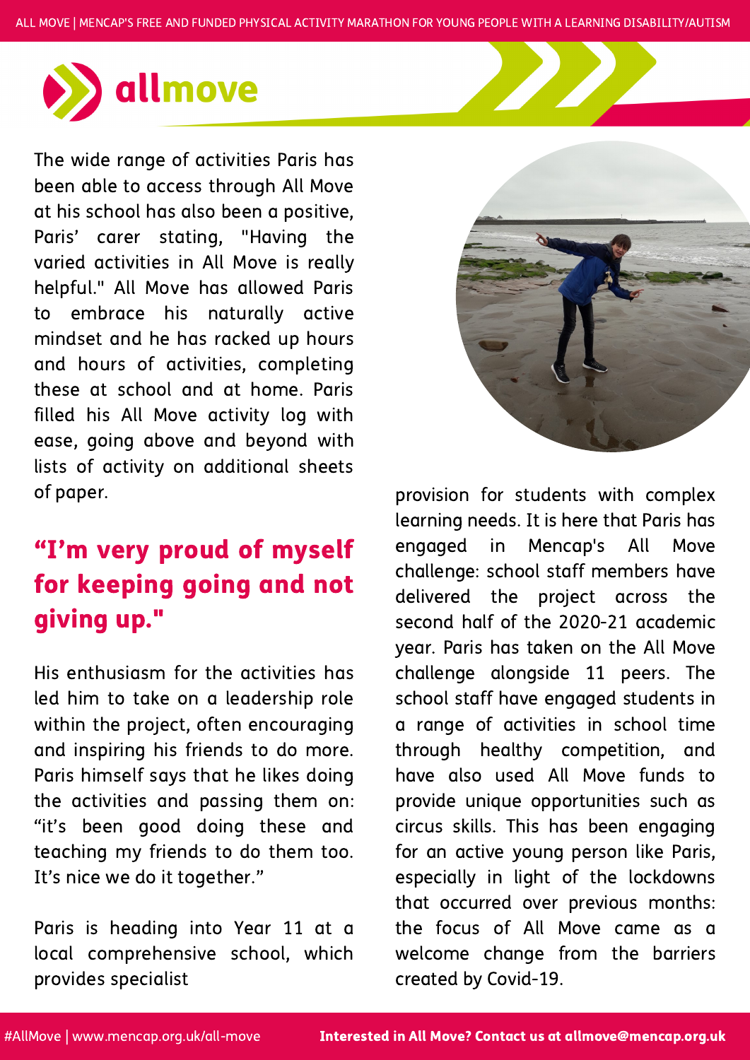The wide range of activities Paris has been able to access through All Move at his school has also been a positive, Paris' carer stating, "Having the varied activities in All Move is really helpful." All Move has allowed Paris to embrace his naturally active mindset and he has racked up hours and hours of activities, completing these at school and at home. Paris filled his All Move activity log with ease, going above and beyond with lists of activity on additional sheets of paper.

## "I'm very proud of myself for keeping going and not giving up."

His enthusiasm for the activities has led him to take on a leadership role within the project, often encouraging and inspiring his friends to do more. Paris himself says that he likes doing the activities and passing them on: "it's been good doing these and teaching my friends to do them too. It's nice we do it together."

Paris is heading into Year 11 at a local comprehensive school, which provides specialist provision for students with complex learning needs. It is here that Paris has engaged in Mencap's All Move challenge: school staff members have delivered the project across the second half of the 2020-21 academic year. Paris has taken on the All Move challenge alongside 11 peers. The school staff have engaged students in a range of activities in school time through healthy competition, and have also used All Move funds to provide unique opportunities such as circus skills. This has been engaging for an active young person like Paris, especially in light of the lockdowns that occurred over previous months: the focus of All Move came as a welcome change from the barriers created by Covid-19.